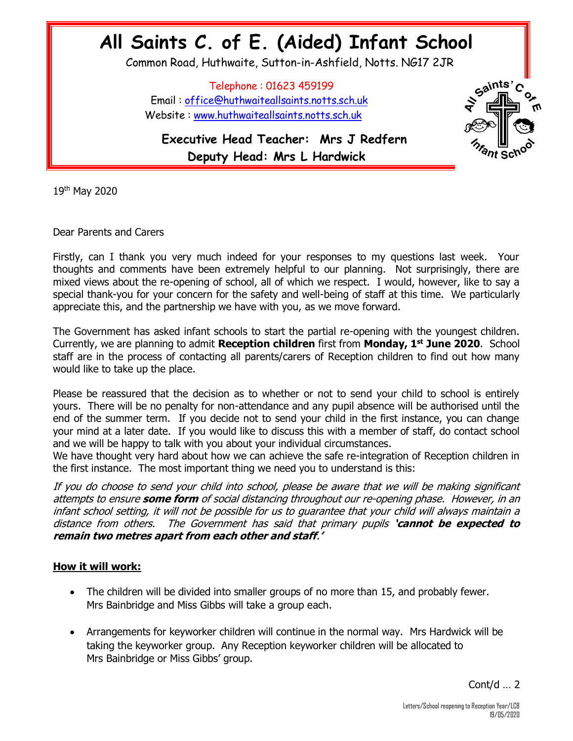# All Saints C. of E. (Aided) Infant School

Common Road, Huthwaite, Sutton-in-Ashfield, Notts. NG17 2JR

Telephone : 01623 459199
Email : office@huthwaiteallsaints.notts.sch.uk
Website : www.huthwaiteallsaints.notts.sch.uk

**Executive Head Teacher: Mrs J Redfern**
**Deputy Head: Mrs L Hardwick**

19th May 2020

Dear Parents and Carers

Firstly, can I thank you very much indeed for your responses to my questions last week. Your thoughts and comments have been extremely helpful to our planning. Not surprisingly, there are mixed views about the re-opening of school, all of which we respect. I would, however, like to say a special thank-you for your concern for the safety and well-being of staff at this time. We particularly appreciate this, and the partnership we have with you, as we move forward.

The Government has asked infant schools to start the partial re-opening with the youngest children. Currently, we are planning to admit **Reception children** first from **Monday, 1st June 2020**. School staff are in the process of contacting all parents/carers of Reception children to find out how many would like to take up the place.

Please be reassured that the decision as to whether or not to send your child to school is entirely yours. There will be no penalty for non-attendance and any pupil absence will be authorised until the end of the summer term. If you decide not to send your child in the first instance, you can change your mind at a later date. If you would like to discuss this with a member of staff, do contact school and we will be happy to talk with you about your individual circumstances.
We have thought very hard about how we can achieve the safe re-integration of Reception children in the first instance. The most important thing we need you to understand is this:

*If you do choose to send your child into school, please be aware that we will be making significant attempts to ensure* ***some form*** *of social distancing throughout our re-opening phase. However, in an infant school setting, it will not be possible for us to guarantee that your child will always maintain a distance from others. The Government has said that primary pupils* ***'cannot be expected to remain two metres apart from each other and staff.'***

**<u>How it will work:</u>**

- The children will be divided into smaller groups of no more than 15, and probably fewer. Mrs Bainbridge and Miss Gibbs will take a group each.
- Arrangements for keyworker children will continue in the normal way. Mrs Hardwick will be taking the keyworker group. Any Reception keyworker children will be allocated to Mrs Bainbridge or Miss Gibbs' group.

Cont/d … 2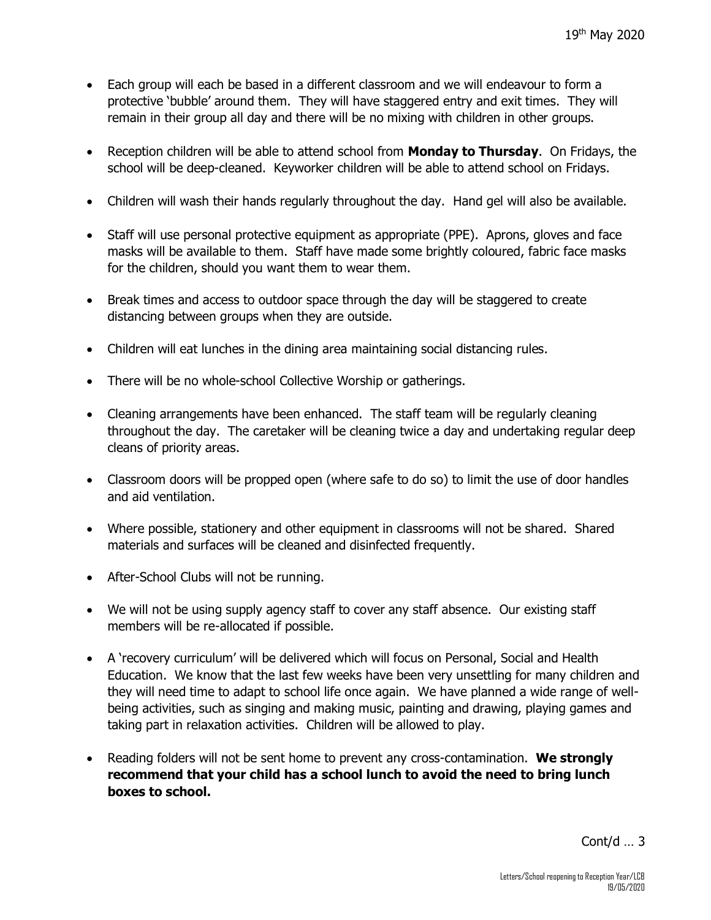19th May 2020

- Each group will each be based in a different classroom and we will endeavour to form a protective 'bubble' around them. They will have staggered entry and exit times. They will remain in their group all day and there will be no mixing with children in other groups.

- Reception children will be able to attend school from **Monday to Thursday**. On Fridays, the school will be deep-cleaned. Keyworker children will be able to attend school on Fridays.

- Children will wash their hands regularly throughout the day. Hand gel will also be available.

- Staff will use personal protective equipment as appropriate (PPE). Aprons, gloves and face masks will be available to them. Staff have made some brightly coloured, fabric face masks for the children, should you want them to wear them.

- Break times and access to outdoor space through the day will be staggered to create distancing between groups when they are outside.

- Children will eat lunches in the dining area maintaining social distancing rules.

- There will be no whole-school Collective Worship or gatherings.

- Cleaning arrangements have been enhanced. The staff team will be regularly cleaning throughout the day. The caretaker will be cleaning twice a day and undertaking regular deep cleans of priority areas.

- Classroom doors will be propped open (where safe to do so) to limit the use of door handles and aid ventilation.

- Where possible, stationery and other equipment in classrooms will not be shared. Shared materials and surfaces will be cleaned and disinfected frequently.

- After-School Clubs will not be running.

- We will not be using supply agency staff to cover any staff absence. Our existing staff members will be re-allocated if possible.

- A 'recovery curriculum' will be delivered which will focus on Personal, Social and Health Education. We know that the last few weeks have been very unsettling for many children and they will need time to adapt to school life once again. We have planned a wide range of well-being activities, such as singing and making music, painting and drawing, playing games and taking part in relaxation activities. Children will be allowed to play.

- Reading folders will not be sent home to prevent any cross-contamination. **We strongly recommend that your child has a school lunch to avoid the need to bring lunch boxes to school.**

Cont/d … 3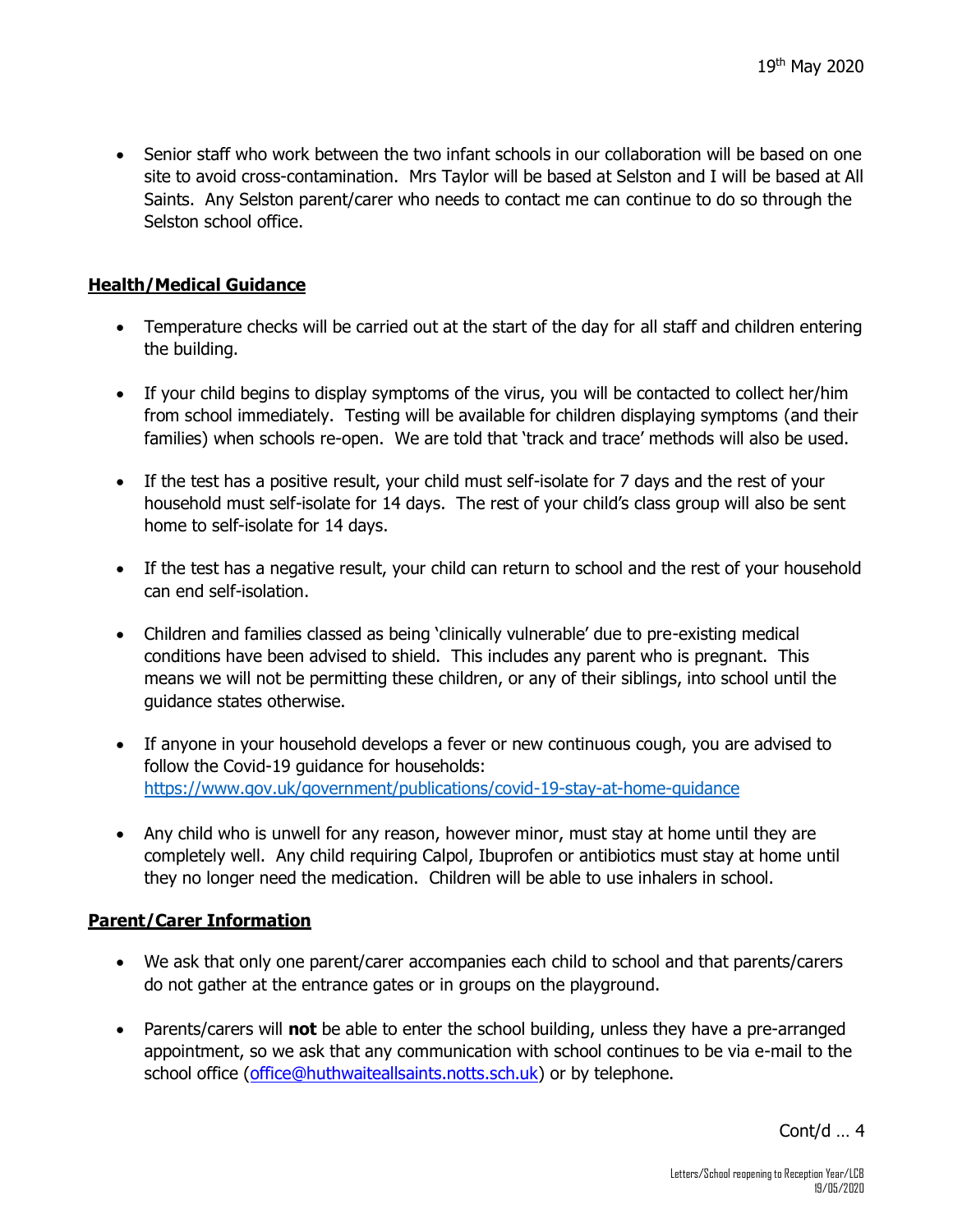- Senior staff who work between the two infant schools in our collaboration will be based on one site to avoid cross-contamination. Mrs Taylor will be based at Selston and I will be based at All Saints. Any Selston parent/carer who needs to contact me can continue to do so through the Selston school office.

**Health/Medical Guidance**

- Temperature checks will be carried out at the start of the day for all staff and children entering the building.

- If your child begins to display symptoms of the virus, you will be contacted to collect her/him from school immediately. Testing will be available for children displaying symptoms (and their families) when schools re-open. We are told that 'track and trace' methods will also be used.

- If the test has a positive result, your child must self-isolate for 7 days and the rest of your household must self-isolate for 14 days. The rest of your child's class group will also be sent home to self-isolate for 14 days.

- If the test has a negative result, your child can return to school and the rest of your household can end self-isolation.

- Children and families classed as being 'clinically vulnerable' due to pre-existing medical conditions have been advised to shield. This includes any parent who is pregnant. This means we will not be permitting these children, or any of their siblings, into school until the guidance states otherwise.

- If anyone in your household develops a fever or new continuous cough, you are advised to follow the Covid-19 guidance for households: [https://www.gov.uk/government/publications/covid-19-stay-at-home-guidance](https://www.gov.uk/government/publications/covid-19-stay-at-home-guidance)

- Any child who is unwell for any reason, however minor, must stay at home until they are completely well. Any child requiring Calpol, Ibuprofen or antibiotics must stay at home until they no longer need the medication. Children will be able to use inhalers in school.

**Parent/Carer Information**

- We ask that only one parent/carer accompanies each child to school and that parents/carers do not gather at the entrance gates or in groups on the playground.

- Parents/carers will **not** be able to enter the school building, unless they have a pre-arranged appointment, so we ask that any communication with school continues to be via e-mail to the school office ([office@huthwaiteallsaints.notts.sch.uk](mailto:office@huthwaiteallsaints.notts.sch.uk)) or by telephone.

Cont/d … 4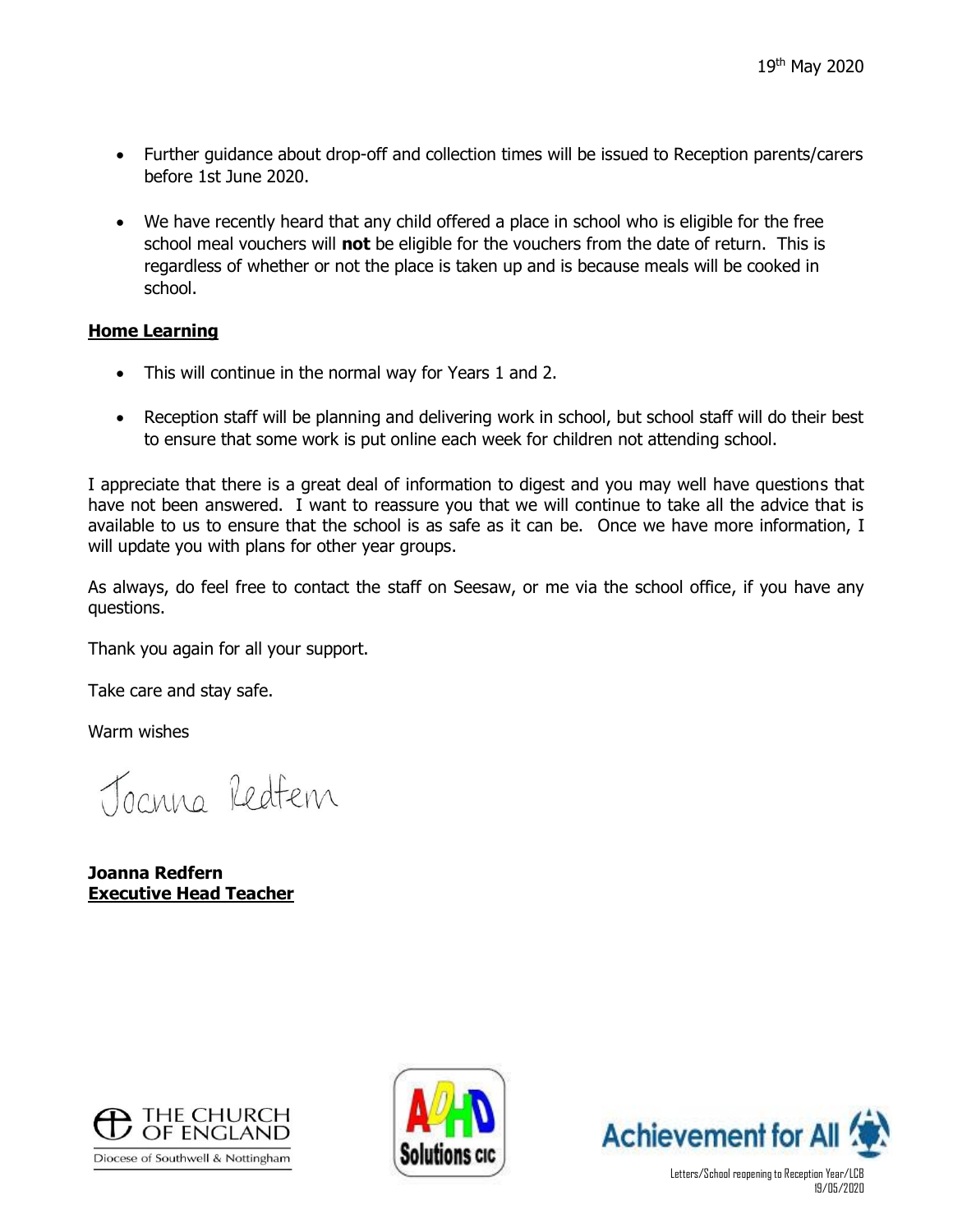19th May 2020

- Further guidance about drop-off and collection times will be issued to Reception parents/carers before 1st June 2020.

- We have recently heard that any child offered a place in school who is eligible for the free school meal vouchers will **not** be eligible for the vouchers from the date of return. This is regardless of whether or not the place is taken up and is because meals will be cooked in school.

**Home Learning**

- This will continue in the normal way for Years 1 and 2.

- Reception staff will be planning and delivering work in school, but school staff will do their best to ensure that some work is put online each week for children not attending school.

I appreciate that there is a great deal of information to digest and you may well have questions that have not been answered. I want to reassure you that we will continue to take all the advice that is available to us to ensure that the school is as safe as it can be. Once we have more information, I will update you with plans for other year groups.

As always, do feel free to contact the staff on Seesaw, or me via the school office, if you have any questions.

Thank you again for all your support.

Take care and stay safe.

Warm wishes

Joanna Redfern

**Joanna Redfern**
**Executive Head Teacher**

THE CHURCH OF ENGLAND
Diocese of Southwell & Nottingham

ADHD Solutions CIC

Achievement for All

Letters/School reopening to Reception Year/LCB
19/05/2020